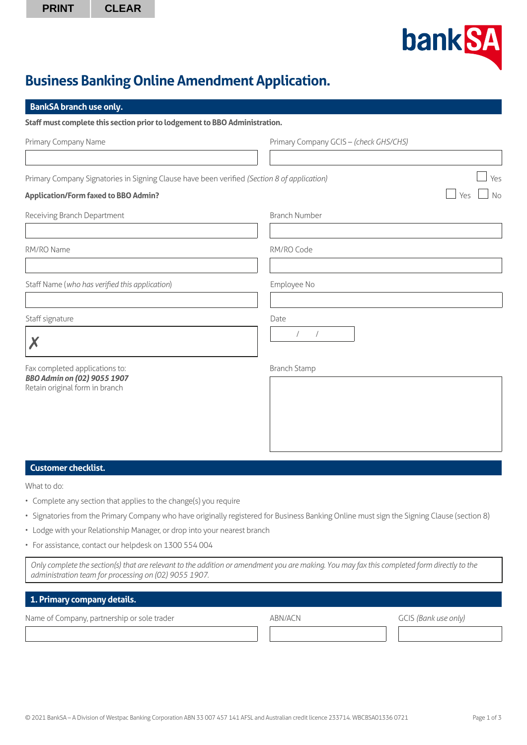PRINT CLEAR

bankSA

# Business Banking Online Amendment Application.

## BankSA branch use only.

**Staff must complete this section prior to lodgement to BBO Administration.**

Primary Company Name

Primary Company GCIS – *(check GHS/CHS)*

Primary Company Signatories in Signing Clause have been verified *(Section 8 of application)* ☐ Yes

**Application/Form faxed to BBO Admin?** ☐ Yes ☐ No

Receiving Branch Department

Branch Number

RM/RO Name

RM/RO Code

Staff Name (*who has verified this application*)

Employee No

Staff signature

✗

Date

/ /

Fax completed applications to:
***BBO Admin on (02) 9055 1907***
Retain original form in branch

Branch Stamp

## Customer checklist.

What to do:

- Complete any section that applies to the change(s) you require
- Signatories from the Primary Company who have originally registered for Business Banking Online must sign the Signing Clause (section 8)
- Lodge with your Relationship Manager, or drop into your nearest branch
- For assistance, contact our helpdesk on 1300 554 004

*Only complete the section(s) that are relevant to the addition or amendment you are making. You may fax this completed form directly to the administration team for processing on (02) 9055 1907.*

## 1. Primary company details.

| Name of Company, partnership or sole trader | ABN/ACN | GCIS *(Bank use only)* |
|---|---|---|
| | | |

© 2021 BankSA – A Division of Westpac Banking Corporation ABN 33 007 457 141 AFSL and Australian credit licence 233714. WBCBSA01336 0721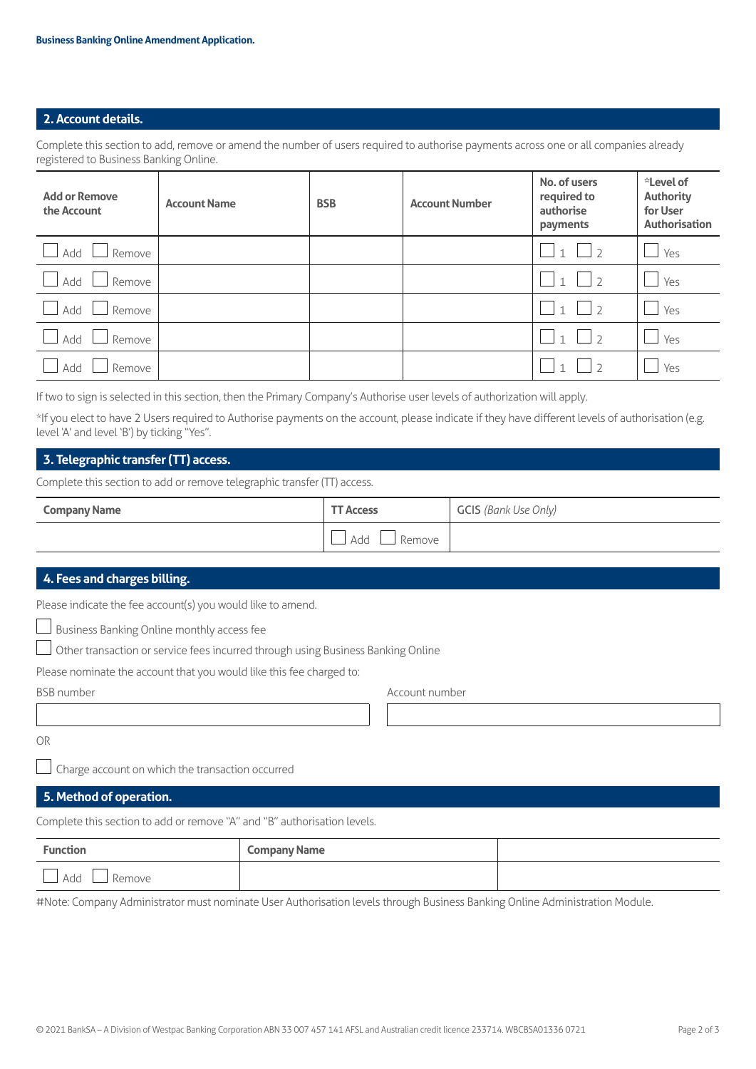## 2. Account details.

Complete this section to add, remove or amend the number of users required to authorise payments across one or all companies already registered to Business Banking Online.

| Add or Remove the Account | Account Name | BSB | Account Number | No. of users required to authorise payments | *Level of Authority for User Authorisation |
|---|---|---|---|---|---|
| ☐ Add ☐ Remove | | | | ☐ 1 ☐ 2 | ☐ Yes |
| ☐ Add ☐ Remove | | | | ☐ 1 ☐ 2 | ☐ Yes |
| ☐ Add ☐ Remove | | | | ☐ 1 ☐ 2 | ☐ Yes |
| ☐ Add ☐ Remove | | | | ☐ 1 ☐ 2 | ☐ Yes |
| ☐ Add ☐ Remove | | | | ☐ 1 ☐ 2 | ☐ Yes |

If two to sign is selected in this section, then the Primary Company's Authorise user levels of authorization will apply.

*If you elect to have 2 Users required to Authorise payments on the account, please indicate if they have different levels of authorisation (e.g. level 'A' and level 'B') by ticking "Yes".

## 3. Telegraphic transfer (TT) access.

Complete this section to add or remove telegraphic transfer (TT) access.

| Company Name | TT Access | GCIS *(Bank Use Only)* |
|---|---|---|
| | ☐ Add ☐ Remove | |

## 4. Fees and charges billing.

Please indicate the fee account(s) you would like to amend.

☐ Business Banking Online monthly access fee

☐ Other transaction or service fees incurred through using Business Banking Online

Please nominate the account that you would like this fee charged to:

| BSB number | Account number |
|---|---|
| | |

OR

☐ Charge account on which the transaction occurred

## 5. Method of operation.

Complete this section to add or remove "A" and "B" authorisation levels.

| Function | Company Name | |
|---|---|---|
| ☐ Add ☐ Remove | | |

#Note: Company Administrator must nominate User Authorisation levels through Business Banking Online Administration Module.

© 2021 BankSA – A Division of Westpac Banking Corporation ABN 33 007 457 141 AFSL and Australian credit licence 233714. WBCBSA01336 0721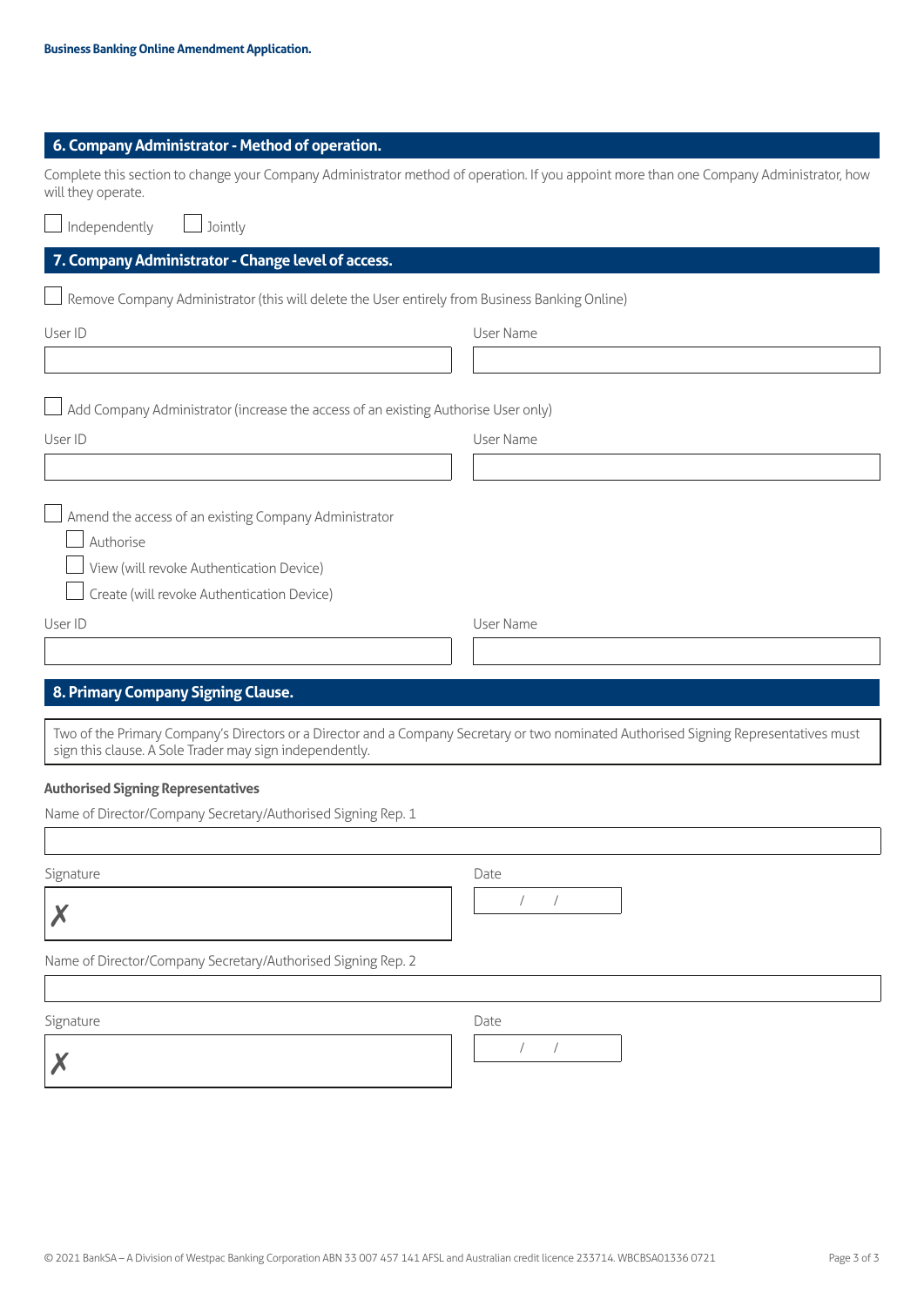## 6. Company Administrator - Method of operation.

Complete this section to change your Company Administrator method of operation. If you appoint more than one Company Administrator, how will they operate.

☐ Independently ☐ Jointly

## 7. Company Administrator - Change level of access.

☐ Remove Company Administrator (this will delete the User entirely from Business Banking Online)

User ID

User Name

☐ Add Company Administrator (increase the access of an existing Authorise User only)

User ID

User Name

☐ Amend the access of an existing Company Administrator

- ☐ Authorise
- ☐ View (will revoke Authentication Device)
- ☐ Create (will revoke Authentication Device)

User ID

User Name

## 8. Primary Company Signing Clause.

Two of the Primary Company's Directors or a Director and a Company Secretary or two nominated Authorised Signing Representatives must sign this clause. A Sole Trader may sign independently.

**Authorised Signing Representatives**

Name of Director/Company Secretary/Authorised Signing Rep. 1

Signature

✗

Date

/ /

Name of Director/Company Secretary/Authorised Signing Rep. 2

Signature

✗

Date

/ /

© 2021 BankSA – A Division of Westpac Banking Corporation ABN 33 007 457 141 AFSL and Australian credit licence 233714. WBCBSA01336 0721